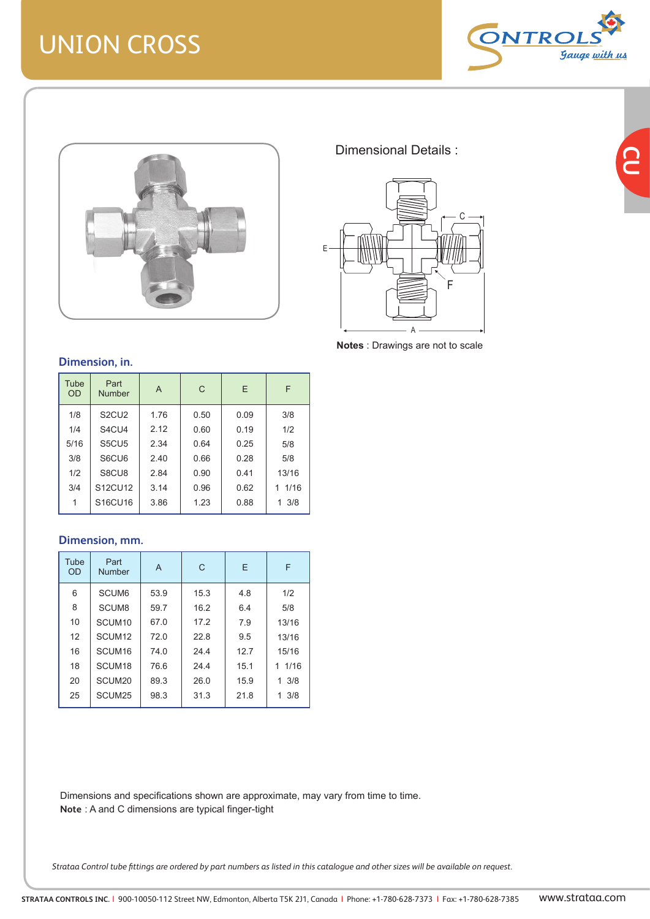# UNION CROSS

Dimensional Details :

**Notes** : Drawings are not to scale

### Dimension, in.

| Tube OD | Part Number | A | C | E | F |
|---|---|---|---|---|---|
| 1/8 | S2CU2 | 1.76 | 0.50 | 0.09 | 3/8 |
| 1/4 | S4CU4 | 2.12 | 0.60 | 0.19 | 1/2 |
| 5/16 | S5CU5 | 2.34 | 0.64 | 0.25 | 5/8 |
| 3/8 | S6CU6 | 2.40 | 0.66 | 0.28 | 5/8 |
| 1/2 | S8CU8 | 2.84 | 0.90 | 0.41 | 13/16 |
| 3/4 | S12CU12 | 3.14 | 0.96 | 0.62 | 1 1/16 |
| 1 | S16CU16 | 3.86 | 1.23 | 0.88 | 1 3/8 |

### Dimension, mm.

| Tube OD | Part Number | A | C | E | F |
|---|---|---|---|---|---|
| 6 | SCUM6 | 53.9 | 15.3 | 4.8 | 1/2 |
| 8 | SCUM8 | 59.7 | 16.2 | 6.4 | 5/8 |
| 10 | SCUM10 | 67.0 | 17.2 | 7.9 | 13/16 |
| 12 | SCUM12 | 72.0 | 22.8 | 9.5 | 13/16 |
| 16 | SCUM16 | 74.0 | 24.4 | 12.7 | 15/16 |
| 18 | SCUM18 | 76.6 | 24.4 | 15.1 | 1 1/16 |
| 20 | SCUM20 | 89.3 | 26.0 | 15.9 | 1 3/8 |
| 25 | SCUM25 | 98.3 | 31.3 | 21.8 | 1 3/8 |

Dimensions and specifications shown are approximate, may vary from time to time.

**Note** : A and C dimensions are typical finger-tight

*Strataa Control tube fittings are ordered by part numbers as listed in this catalogue and other sizes will be available on request.*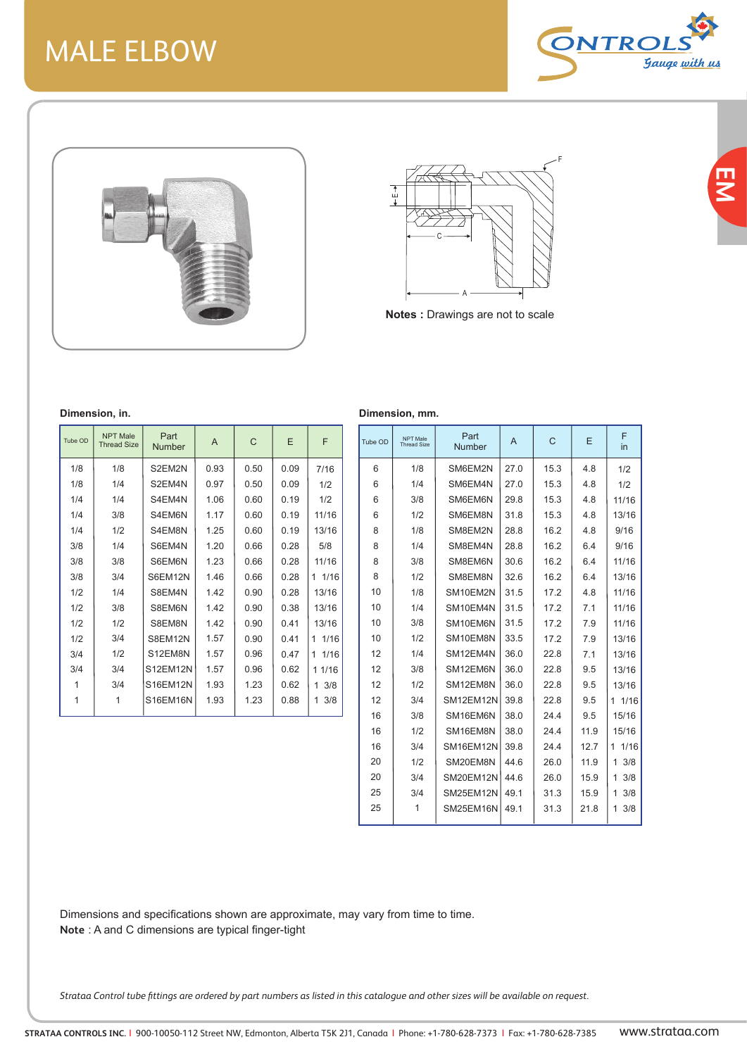# MALE ELBOW

**Notes :** Drawings are not to scale

**Dimension, in.**

| Tube OD | NPT Male Thread Size | Part Number | A | C | E | F |
|---|---|---|---|---|---|---|
| 1/8 | 1/8 | S2EM2N | 0.93 | 0.50 | 0.09 | 7/16 |
| 1/8 | 1/4 | S2EM4N | 0.97 | 0.50 | 0.09 | 1/2 |
| 1/4 | 1/4 | S4EM4N | 1.06 | 0.60 | 0.19 | 1/2 |
| 1/4 | 3/8 | S4EM6N | 1.17 | 0.60 | 0.19 | 11/16 |
| 1/4 | 1/2 | S4EM8N | 1.25 | 0.60 | 0.19 | 13/16 |
| 3/8 | 1/4 | S6EM4N | 1.20 | 0.66 | 0.28 | 5/8 |
| 3/8 | 3/8 | S6EM6N | 1.23 | 0.66 | 0.28 | 11/16 |
| 3/8 | 3/4 | S6EM12N | 1.46 | 0.66 | 0.28 | 1 1/16 |
| 1/2 | 1/4 | S8EM4N | 1.42 | 0.90 | 0.28 | 13/16 |
| 1/2 | 3/8 | S8EM6N | 1.42 | 0.90 | 0.38 | 13/16 |
| 1/2 | 1/2 | S8EM8N | 1.42 | 0.90 | 0.41 | 13/16 |
| 1/2 | 3/4 | S8EM12N | 1.57 | 0.90 | 0.41 | 1 1/16 |
| 3/4 | 1/2 | S12EM8N | 1.57 | 0.96 | 0.47 | 1 1/16 |
| 3/4 | 3/4 | S12EM12N | 1.57 | 0.96 | 0.62 | 1 1/16 |
| 1 | 3/4 | S16EM12N | 1.93 | 1.23 | 0.62 | 1 3/8 |
| 1 | 1 | S16EM16N | 1.93 | 1.23 | 0.88 | 1 3/8 |

**Dimension, mm.**

| Tube OD | NPT Male Thread Size | Part Number | A | C | E | F in |
|---|---|---|---|---|---|---|
| 6 | 1/8 | SM6EM2N | 27.0 | 15.3 | 4.8 | 1/2 |
| 6 | 1/4 | SM6EM4N | 27.0 | 15.3 | 4.8 | 1/2 |
| 6 | 3/8 | SM6EM6N | 29.8 | 15.3 | 4.8 | 11/16 |
| 6 | 1/2 | SM6EM8N | 31.8 | 15.3 | 4.8 | 13/16 |
| 8 | 1/8 | SM8EM2N | 28.8 | 16.2 | 4.8 | 9/16 |
| 8 | 1/4 | SM8EM4N | 28.8 | 16.2 | 6.4 | 9/16 |
| 8 | 3/8 | SM8EM6N | 30.6 | 16.2 | 6.4 | 11/16 |
| 8 | 1/2 | SM8EM8N | 32.6 | 16.2 | 6.4 | 13/16 |
| 10 | 1/8 | SM10EM2N | 31.5 | 17.2 | 4.8 | 11/16 |
| 10 | 1/4 | SM10EM4N | 31.5 | 17.2 | 7.1 | 11/16 |
| 10 | 3/8 | SM10EM6N | 31.5 | 17.2 | 7.9 | 11/16 |
| 10 | 1/2 | SM10EM8N | 33.5 | 17.2 | 7.9 | 13/16 |
| 12 | 1/4 | SM12EM4N | 36.0 | 22.8 | 7.1 | 13/16 |
| 12 | 3/8 | SM12EM6N | 36.0 | 22.8 | 9.5 | 13/16 |
| 12 | 1/2 | SM12EM8N | 36.0 | 22.8 | 9.5 | 13/16 |
| 12 | 3/4 | SM12EM12N | 39.8 | 22.8 | 9.5 | 1 1/16 |
| 16 | 3/8 | SM16EM6N | 38.0 | 24.4 | 9.5 | 15/16 |
| 16 | 1/2 | SM16EM8N | 38.0 | 24.4 | 11.9 | 15/16 |
| 16 | 3/4 | SM16EM12N | 39.8 | 24.4 | 12.7 | 1 1/16 |
| 20 | 1/2 | SM20EM8N | 44.6 | 26.0 | 11.9 | 1 3/8 |
| 20 | 3/4 | SM20EM12N | 44.6 | 26.0 | 15.9 | 1 3/8 |
| 25 | 3/4 | SM25EM12N | 49.1 | 31.3 | 15.9 | 1 3/8 |
| 25 | 1 | SM25EM16N | 49.1 | 31.3 | 21.8 | 1 3/8 |

Dimensions and specifications shown are approximate, may vary from time to time.

**Note** : A and C dimensions are typical finger-tight

*Strataa Control tube fittings are ordered by part numbers as listed in this catalogue and other sizes will be available on request.*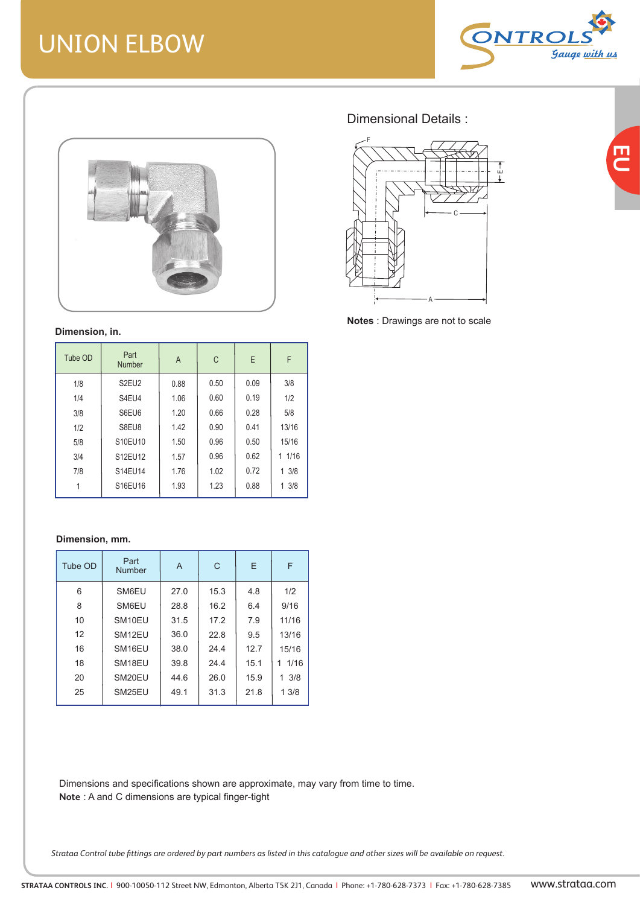# UNION ELBOW

## Dimensional Details :

**Notes** : Drawings are not to scale

**Dimension, in.**

| Tube OD | Part Number | A | C | E | F |
|---|---|---|---|---|---|
| 1/8 | S2EU2 | 0.88 | 0.50 | 0.09 | 3/8 |
| 1/4 | S4EU4 | 1.06 | 0.60 | 0.19 | 1/2 |
| 3/8 | S6EU6 | 1.20 | 0.66 | 0.28 | 5/8 |
| 1/2 | S8EU8 | 1.42 | 0.90 | 0.41 | 13/16 |
| 5/8 | S10EU10 | 1.50 | 0.96 | 0.50 | 15/16 |
| 3/4 | S12EU12 | 1.57 | 0.96 | 0.62 | 1 1/16 |
| 7/8 | S14EU14 | 1.76 | 1.02 | 0.72 | 1 3/8 |
| 1 | S16EU16 | 1.93 | 1.23 | 0.88 | 1 3/8 |

**Dimension, mm.**

| Tube OD | Part Number | A | C | E | F |
|---|---|---|---|---|---|
| 6 | SM6EU | 27.0 | 15.3 | 4.8 | 1/2 |
| 8 | SM6EU | 28.8 | 16.2 | 6.4 | 9/16 |
| 10 | SM10EU | 31.5 | 17.2 | 7.9 | 11/16 |
| 12 | SM12EU | 36.0 | 22.8 | 9.5 | 13/16 |
| 16 | SM16EU | 38.0 | 24.4 | 12.7 | 15/16 |
| 18 | SM18EU | 39.8 | 24.4 | 15.1 | 1 1/16 |
| 20 | SM20EU | 44.6 | 26.0 | 15.9 | 1 3/8 |
| 25 | SM25EU | 49.1 | 31.3 | 21.8 | 1 3/8 |

Dimensions and specifications shown are approximate, may vary from time to time.
**Note** : A and C dimensions are typical finger-tight

*Strataa Control tube fittings are ordered by part numbers as listed in this catalogue and other sizes will be available on request.*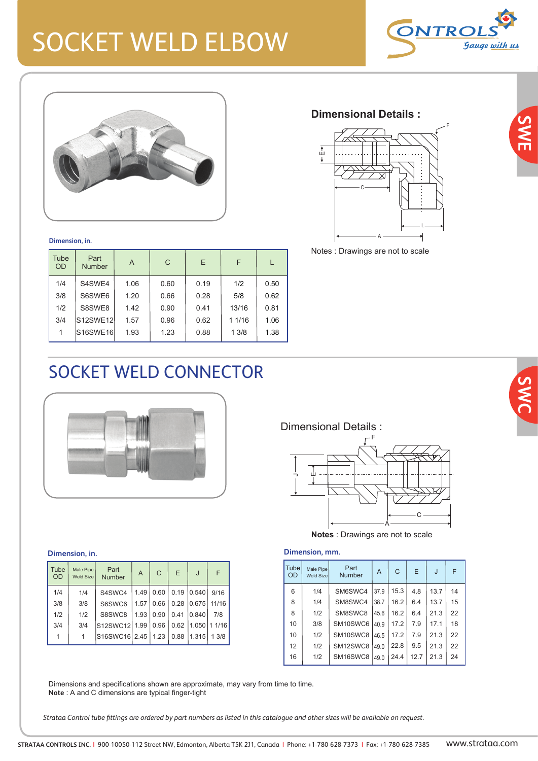# SOCKET WELD ELBOW

SWE

## Dimensional Details :

Notes : Drawings are not to scale

**Dimension, in.**

| Tube OD | Part Number | A | C | E | F | L |
|---|---|---|---|---|---|---|
| 1/4 | S4SWE4 | 1.06 | 0.60 | 0.19 | 1/2 | 0.50 |
| 3/8 | S6SWE6 | 1.20 | 0.66 | 0.28 | 5/8 | 0.62 |
| 1/2 | S8SWE8 | 1.42 | 0.90 | 0.41 | 13/16 | 0.81 |
| 3/4 | S12SWE12 | 1.57 | 0.96 | 0.62 | 1 1/16 | 1.06 |
| 1 | S16SWE16 | 1.93 | 1.23 | 0.88 | 1 3/8 | 1.38 |

# SOCKET WELD CONNECTOR

SWC

## Dimensional Details :

**Notes** : Drawings are not to scale

**Dimension, in.**

| Tube OD | Male Pipe Weld Size | Part Number | A | C | E | J | F |
|---|---|---|---|---|---|---|---|
| 1/4 | 1/4 | S4SWC4 | 1.49 | 0.60 | 0.19 | 0.540 | 9/16 |
| 3/8 | 3/8 | S6SWC6 | 1.57 | 0.66 | 0.28 | 0.675 | 11/16 |
| 1/2 | 1/2 | S8SWC8 | 1.93 | 0.90 | 0.41 | 0.840 | 7/8 |
| 3/4 | 3/4 | S12SWC12 | 1.99 | 0.96 | 0.62 | 1.050 | 1 1/16 |
| 1 | 1 | S16SWC16 | 2.45 | 1.23 | 0.88 | 1.315 | 1 3/8 |

**Dimension, mm.**

| Tube OD | Male Pipe Weld Size | Part Number | A | C | E | J | F |
|---|---|---|---|---|---|---|---|
| 6 | 1/4 | SM6SWC4 | 37.9 | 15.3 | 4.8 | 13.7 | 14 |
| 8 | 1/4 | SM8SWC4 | 38.7 | 16.2 | 6.4 | 13.7 | 15 |
| 8 | 1/2 | SM8SWC8 | 45.6 | 16.2 | 6.4 | 21.3 | 22 |
| 10 | 3/8 | SM10SWC6 | 40.9 | 17.2 | 7.9 | 17.1 | 18 |
| 10 | 1/2 | SM10SWC8 | 46.5 | 17.2 | 7.9 | 21.3 | 22 |
| 12 | 1/2 | SM12SWC8 | 49.0 | 22.8 | 9.5 | 21.3 | 22 |
| 16 | 1/2 | SM16SWC8 | 49.0 | 24.4 | 12.7 | 21.3 | 24 |

Dimensions and specifications shown are approximate, may vary from time to time.
**Note** : A and C dimensions are typical finger-tight

*Strataa Control tube fittings are ordered by part numbers as listed in this catalogue and other sizes will be available on request.*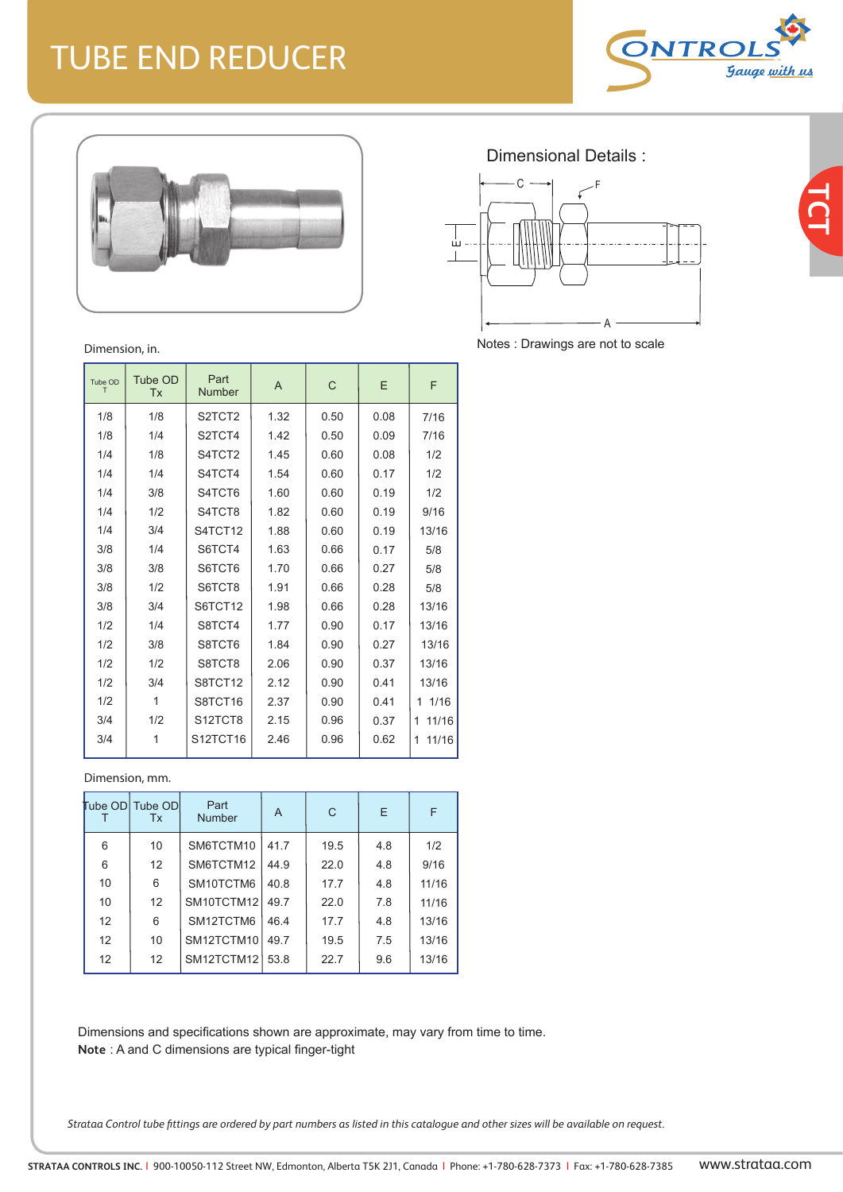# TUBE END REDUCER

CONTROLS
Gauge with us

TCT

Dimensional Details :

C
F
E
A

Notes : Drawings are not to scale

Dimension, in.

| Tube OD T | Tube OD Tx | Part Number | A | C | E | F |
|---|---|---|---|---|---|---|
| 1/8 | 1/8 | S2TCT2 | 1.32 | 0.50 | 0.08 | 7/16 |
| 1/8 | 1/4 | S2TCT4 | 1.42 | 0.50 | 0.09 | 7/16 |
| 1/4 | 1/8 | S4TCT2 | 1.45 | 0.60 | 0.08 | 1/2 |
| 1/4 | 1/4 | S4TCT4 | 1.54 | 0.60 | 0.17 | 1/2 |
| 1/4 | 3/8 | S4TCT6 | 1.60 | 0.60 | 0.19 | 1/2 |
| 1/4 | 1/2 | S4TCT8 | 1.82 | 0.60 | 0.19 | 9/16 |
| 1/4 | 3/4 | S4TCT12 | 1.88 | 0.60 | 0.19 | 13/16 |
| 3/8 | 1/4 | S6TCT4 | 1.63 | 0.66 | 0.17 | 5/8 |
| 3/8 | 3/8 | S6TCT6 | 1.70 | 0.66 | 0.27 | 5/8 |
| 3/8 | 1/2 | S6TCT8 | 1.91 | 0.66 | 0.28 | 5/8 |
| 3/8 | 3/4 | S6TCT12 | 1.98 | 0.66 | 0.28 | 13/16 |
| 1/2 | 1/4 | S8TCT4 | 1.77 | 0.90 | 0.17 | 13/16 |
| 1/2 | 3/8 | S8TCT6 | 1.84 | 0.90 | 0.27 | 13/16 |
| 1/2 | 1/2 | S8TCT8 | 2.06 | 0.90 | 0.37 | 13/16 |
| 1/2 | 3/4 | S8TCT12 | 2.12 | 0.90 | 0.41 | 13/16 |
| 1/2 | 1 | S8TCT16 | 2.37 | 0.90 | 0.41 | 1 1/16 |
| 3/4 | 1/2 | S12TCT8 | 2.15 | 0.96 | 0.37 | 1 11/16 |
| 3/4 | 1 | S12TCT16 | 2.46 | 0.96 | 0.62 | 1 11/16 |

Dimension, mm.

| Tube OD T | Tube OD Tx | Part Number | A | C | E | F |
|---|---|---|---|---|---|---|
| 6 | 10 | SM6TCTM10 | 41.7 | 19.5 | 4.8 | 1/2 |
| 6 | 12 | SM6TCTM12 | 44.9 | 22.0 | 4.8 | 9/16 |
| 10 | 6 | SM10TCTM6 | 40.8 | 17.7 | 4.8 | 11/16 |
| 10 | 12 | SM10TCTM12 | 49.7 | 22.0 | 7.8 | 11/16 |
| 12 | 6 | SM12TCTM6 | 46.4 | 17.7 | 4.8 | 13/16 |
| 12 | 10 | SM12TCTM10 | 49.7 | 19.5 | 7.5 | 13/16 |
| 12 | 12 | SM12TCTM12 | 53.8 | 22.7 | 9.6 | 13/16 |

Dimensions and specifications shown are approximate, may vary from time to time.
**Note** : A and C dimensions are typical finger-tight

*Strataa Control tube fittings are ordered by part numbers as listed in this catalogue and other sizes will be available on request.*

STRATAA CONTROLS INC. | 900-10050-112 Street NW, Edmonton, Alberta T5K 2J1, Canada | Phone: +1-780-628-7373 | Fax: +1-780-628-7385 www.strataa.com